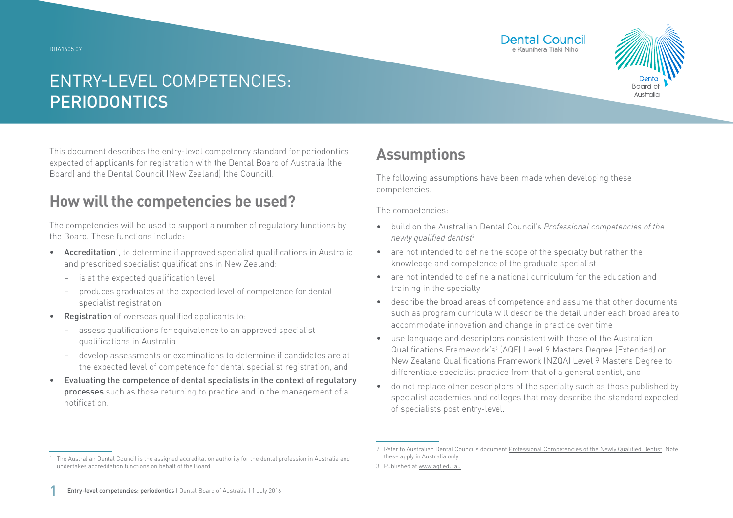# ENTRY-LEVEL COMPETENCIES: PERIODONTICS

This document describes the entry-level competency standard for periodontics expected of applicants for registration with the Dental Board of Australia (the Board) and the Dental Council (New Zealand) (the Council).

## How will the competencies be used?

The competencies will be used to support a number of regulatory functions by the Board. These functions include:

- **Accreditation**[1], to determine if approved specialist qualifications in Australia and prescribed specialist qualifications in New Zealand:
  - is at the expected qualification level
  - produces graduates at the expected level of competence for dental specialist registration
- **Registration** of overseas qualified applicants to:
  - assess qualifications for equivalence to an approved specialist qualifications in Australia
  - develop assessments or examinations to determine if candidates are at the expected level of competence for dental specialist registration, and
- **Evaluating the competence of dental specialists in the context of regulatory processes** such as those returning to practice and in the management of a notification.

## Assumptions

The following assumptions have been made when developing these competencies.

The competencies:

- build on the Australian Dental Council's *Professional competencies of the newly qualified dentist*[2]
- are not intended to define the scope of the specialty but rather the knowledge and competence of the graduate specialist
- are not intended to define a national curriculum for the education and training in the specialty
- describe the broad areas of competence and assume that other documents such as program curricula will describe the detail under each broad area to accommodate innovation and change in practice over time
- use language and descriptors consistent with those of the Australian Qualifications Framework's[3] (AQF) Level 9 Masters Degree (Extended) or New Zealand Qualifications Framework (NZQA) Level 9 Masters Degree to differentiate specialist practice from that of a general dentist, and
- do not replace other descriptors of the specialty such as those published by specialist academies and colleges that may describe the standard expected of specialists post entry-level.

---

1 The Australian Dental Council is the assigned accreditation authority for the dental profession in Australia and undertakes accreditation functions on behalf of the Board.

2 Refer to Australian Dental Council's document Professional Competencies of the Newly Qualified Dentist. Note these apply in Australia only.

3 Published at www.aqf.edu.au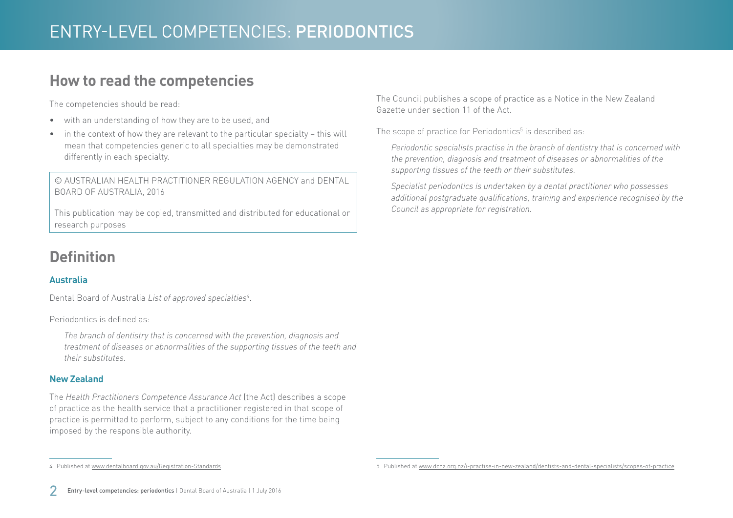## How to read the competencies

The competencies should be read:

- with an understanding of how they are to be used, and
- in the context of how they are relevant to the particular specialty – this will mean that competencies generic to all specialties may be demonstrated differently in each specialty.

> © AUSTRALIAN HEALTH PRACTITIONER REGULATION AGENCY and DENTAL BOARD OF AUSTRALIA, 2016
>
> This publication may be copied, transmitted and distributed for educational or research purposes

## Definition

### Australia

Dental Board of Australia *List of approved specialties*[4].

Periodontics is defined as:

> *The branch of dentistry that is concerned with the prevention, diagnosis and treatment of diseases or abnormalities of the supporting tissues of the teeth and their substitutes.*

### New Zealand

The *Health Practitioners Competence Assurance Act* (the Act) describes a scope of practice as the health service that a practitioner registered in that scope of practice is permitted to perform, subject to any conditions for the time being imposed by the responsible authority.

The Council publishes a scope of practice as a Notice in the New Zealand Gazette under section 11 of the Act.

The scope of practice for Periodontics[5] is described as:

> *Periodontic specialists practise in the branch of dentistry that is concerned with the prevention, diagnosis and treatment of diseases or abnormalities of the supporting tissues of the teeth or their substitutes.*
>
> *Specialist periodontics is undertaken by a dental practitioner who possesses additional postgraduate qualifications, training and experience recognised by the Council as appropriate for registration.*

---

4 Published at www.dentalboard.gov.au/Registration-Standards

5 Published at www.dcnz.org.nz/i-practise-in-new-zealand/dentists-and-dental-specialists/scopes-of-practice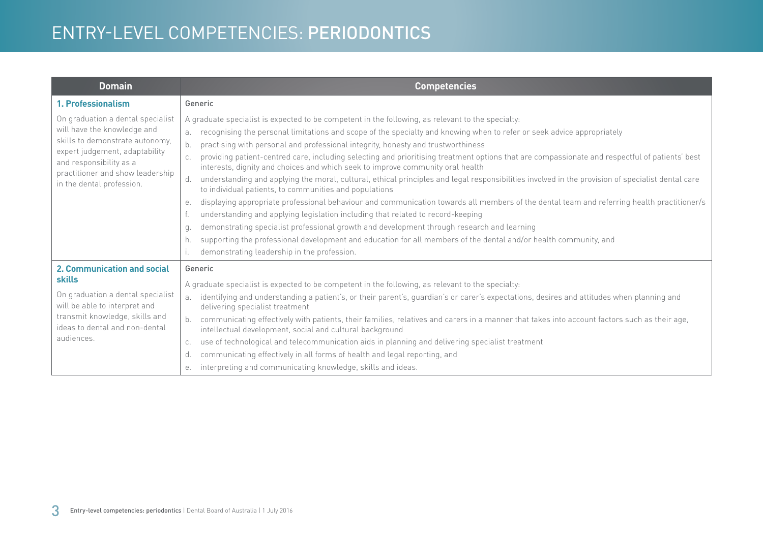# ENTRY-LEVEL COMPETENCIES: PERIODONTICS

| Domain | Competencies |
|---|---|
| **1. Professionalism**<br><br>On graduation a dental specialist will have the knowledge and skills to demonstrate autonomy, expert judgement, adaptability and responsibility as a practitioner and show leadership in the dental profession. | Generic<br><br>A graduate specialist is expected to be competent in the following, as relevant to the specialty:<br>a. recognising the personal limitations and scope of the specialty and knowing when to refer or seek advice appropriately<br>b. practising with personal and professional integrity, honesty and trustworthiness<br>c. providing patient-centred care, including selecting and prioritising treatment options that are compassionate and respectful of patients' best interests, dignity and choices and which seek to improve community oral health<br>d. understanding and applying the moral, cultural, ethical principles and legal responsibilities involved in the provision of specialist dental care to individual patients, to communities and populations<br>e. displaying appropriate professional behaviour and communication towards all members of the dental team and referring health practitioner/s<br>f. understanding and applying legislation including that related to record-keeping<br>g. demonstrating specialist professional growth and development through research and learning<br>h. supporting the professional development and education for all members of the dental and/or health community, and<br>i. demonstrating leadership in the profession. |
| **2. Communication and social skills**<br><br>On graduation a dental specialist will be able to interpret and transmit knowledge, skills and ideas to dental and non-dental audiences. | Generic<br><br>A graduate specialist is expected to be competent in the following, as relevant to the specialty:<br>a. identifying and understanding a patient's, or their parent's, guardian's or carer's expectations, desires and attitudes when planning and delivering specialist treatment<br>b. communicating effectively with patients, their families, relatives and carers in a manner that takes into account factors such as their age, intellectual development, social and cultural background<br>c. use of technological and telecommunication aids in planning and delivering specialist treatment<br>d. communicating effectively in all forms of health and legal reporting, and<br>e. interpreting and communicating knowledge, skills and ideas. |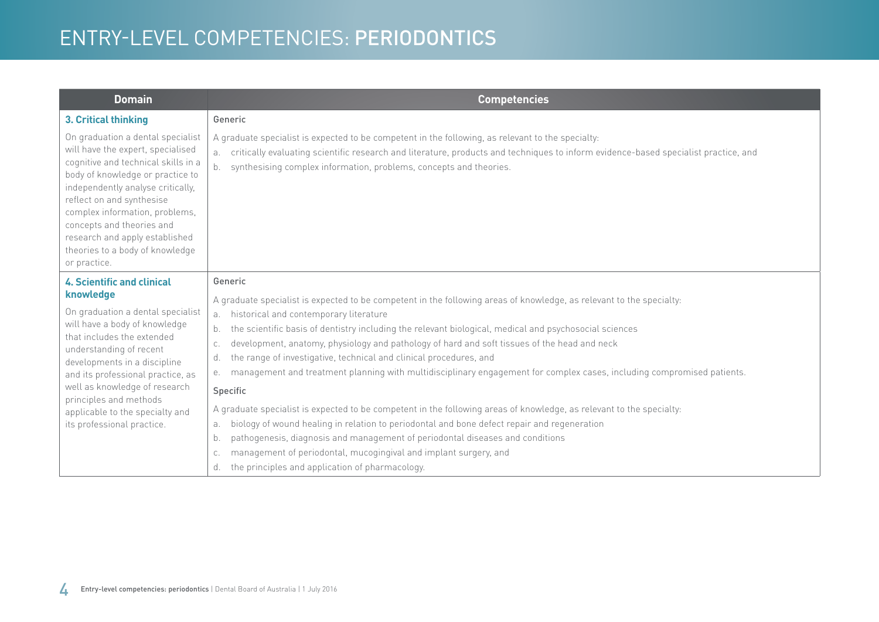# ENTRY-LEVEL COMPETENCIES: PERIODONTICS

| Domain | Competencies |
|---|---|
| **3. Critical thinking**<br><br>On graduation a dental specialist will have the expert, specialised cognitive and technical skills in a body of knowledge or practice to independently analyse critically, reflect on and synthesise complex information, problems, concepts and theories and research and apply established theories to a body of knowledge or practice. | Generic<br><br>A graduate specialist is expected to be competent in the following, as relevant to the specialty:<br>a. critically evaluating scientific research and literature, products and techniques to inform evidence-based specialist practice, and<br>b. synthesising complex information, problems, concepts and theories. |
| **4. Scientific and clinical knowledge**<br><br>On graduation a dental specialist will have a body of knowledge that includes the extended understanding of recent developments in a discipline and its professional practice, as well as knowledge of research principles and methods applicable to the specialty and its professional practice. | Generic<br><br>A graduate specialist is expected to be competent in the following areas of knowledge, as relevant to the specialty:<br>a. historical and contemporary literature<br>b. the scientific basis of dentistry including the relevant biological, medical and psychosocial sciences<br>c. development, anatomy, physiology and pathology of hard and soft tissues of the head and neck<br>d. the range of investigative, technical and clinical procedures, and<br>e. management and treatment planning with multidisciplinary engagement for complex cases, including compromised patients.<br><br>Specific<br><br>A graduate specialist is expected to be competent in the following areas of knowledge, as relevant to the specialty:<br>a. biology of wound healing in relation to periodontal and bone defect repair and regeneration<br>b. pathogenesis, diagnosis and management of periodontal diseases and conditions<br>c. management of periodontal, mucogingival and implant surgery, and<br>d. the principles and application of pharmacology. |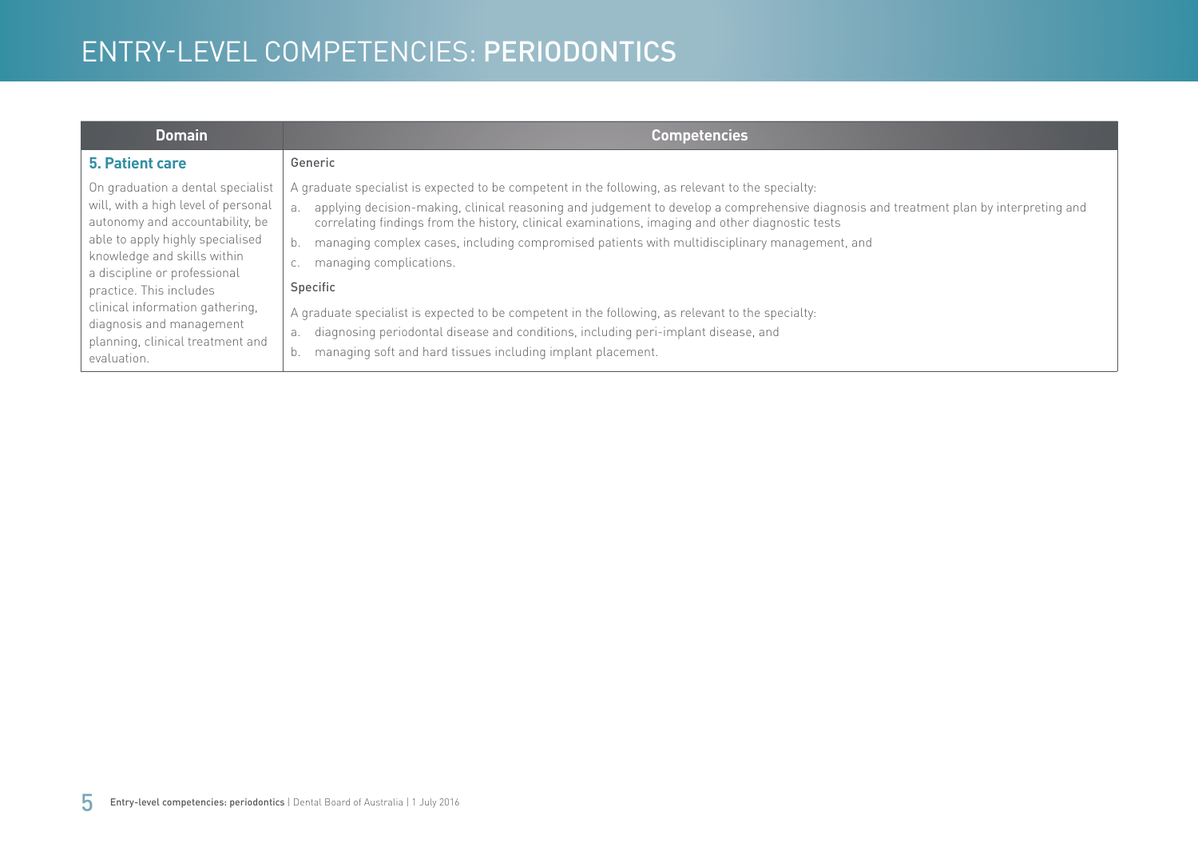# ENTRY-LEVEL COMPETENCIES: PERIODONTICS

| Domain | Competencies |
|---|---|
| **5. Patient care**<br><br>On graduation a dental specialist will, with a high level of personal autonomy and accountability, be able to apply highly specialised knowledge and skills within a discipline or professional practice. This includes clinical information gathering, diagnosis and management planning, clinical treatment and evaluation. | Generic<br><br>A graduate specialist is expected to be competent in the following, as relevant to the specialty:<br>a. applying decision-making, clinical reasoning and judgement to develop a comprehensive diagnosis and treatment plan by interpreting and correlating findings from the history, clinical examinations, imaging and other diagnostic tests<br>b. managing complex cases, including compromised patients with multidisciplinary management, and<br>c. managing complications.<br><br>Specific<br><br>A graduate specialist is expected to be competent in the following, as relevant to the specialty:<br>a. diagnosing periodontal disease and conditions, including peri-implant disease, and<br>b. managing soft and hard tissues including implant placement. |